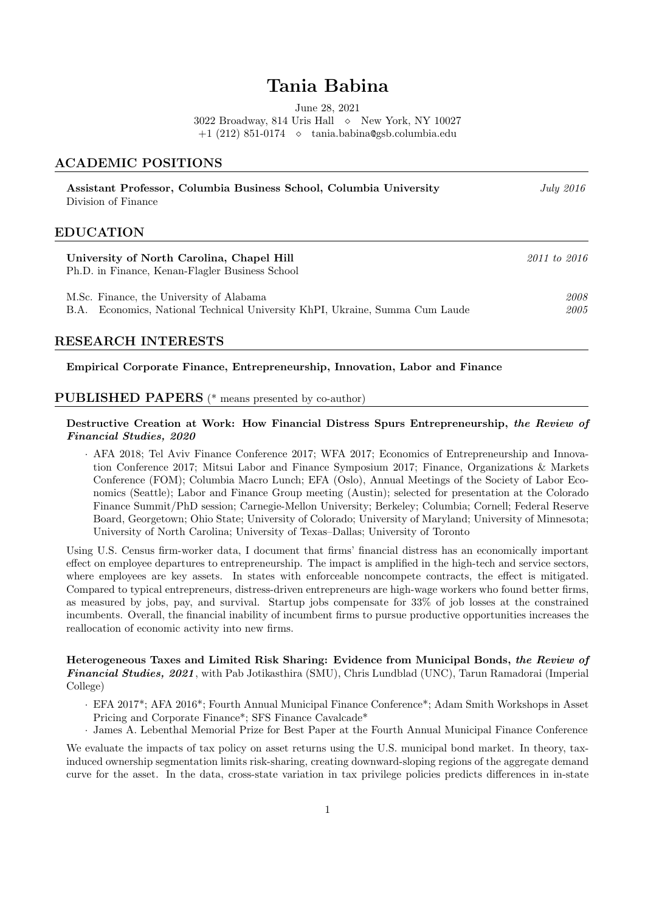# Tania Babina

June 28, 2021
3022 Broadway, 814 Uris Hall ⋄ New York, NY 10027
+1 (212) 851-0174 ⋄ tania.babina@gsb.columbia.edu

## ACADEMIC POSITIONS

**Assistant Professor, Columbia Business School, Columbia University** — *July 2016*
Division of Finance

## EDUCATION

**University of North Carolina, Chapel Hill** — *2011 to 2016*
Ph.D. in Finance, Kenan-Flagler Business School

M.Sc. Finance, the University of Alabama — *2008*
B.A. Economics, National Technical University KhPI, Ukraine, Summa Cum Laude — *2005*

## RESEARCH INTERESTS

**Empirical Corporate Finance, Entrepreneurship, Innovation, Labor and Finance**

## PUBLISHED PAPERS (* means presented by co-author)

**Destructive Creation at Work: How Financial Distress Spurs Entrepreneurship, *the Review of Financial Studies, 2020***

- AFA 2018; Tel Aviv Finance Conference 2017; WFA 2017; Economics of Entrepreneurship and Innovation Conference 2017; Mitsui Labor and Finance Symposium 2017; Finance, Organizations & Markets Conference (FOM); Columbia Macro Lunch; EFA (Oslo), Annual Meetings of the Society of Labor Economics (Seattle); Labor and Finance Group meeting (Austin); selected for presentation at the Colorado Finance Summit/PhD session; Carnegie-Mellon University; Berkeley; Columbia; Cornell; Federal Reserve Board, Georgetown; Ohio State; University of Colorado; University of Maryland; University of Minnesota; University of North Carolina; University of Texas–Dallas; University of Toronto

Using U.S. Census firm-worker data, I document that firms' financial distress has an economically important effect on employee departures to entrepreneurship. The impact is amplified in the high-tech and service sectors, where employees are key assets. In states with enforceable noncompete contracts, the effect is mitigated. Compared to typical entrepreneurs, distress-driven entrepreneurs are high-wage workers who found better firms, as measured by jobs, pay, and survival. Startup jobs compensate for 33% of job losses at the constrained incumbents. Overall, the financial inability of incumbent firms to pursue productive opportunities increases the reallocation of economic activity into new firms.

**Heterogeneous Taxes and Limited Risk Sharing: Evidence from Municipal Bonds, *the Review of Financial Studies, 2021***, with Pab Jotikasthira (SMU), Chris Lundblad (UNC), Tarun Ramadorai (Imperial College)

- EFA 2017*; AFA 2016*; Fourth Annual Municipal Finance Conference*; Adam Smith Workshops in Asset Pricing and Corporate Finance*; SFS Finance Cavalcade*
- James A. Lebenthal Memorial Prize for Best Paper at the Fourth Annual Municipal Finance Conference

We evaluate the impacts of tax policy on asset returns using the U.S. municipal bond market. In theory, tax-induced ownership segmentation limits risk-sharing, creating downward-sloping regions of the aggregate demand curve for the asset. In the data, cross-state variation in tax privilege policies predicts differences in in-state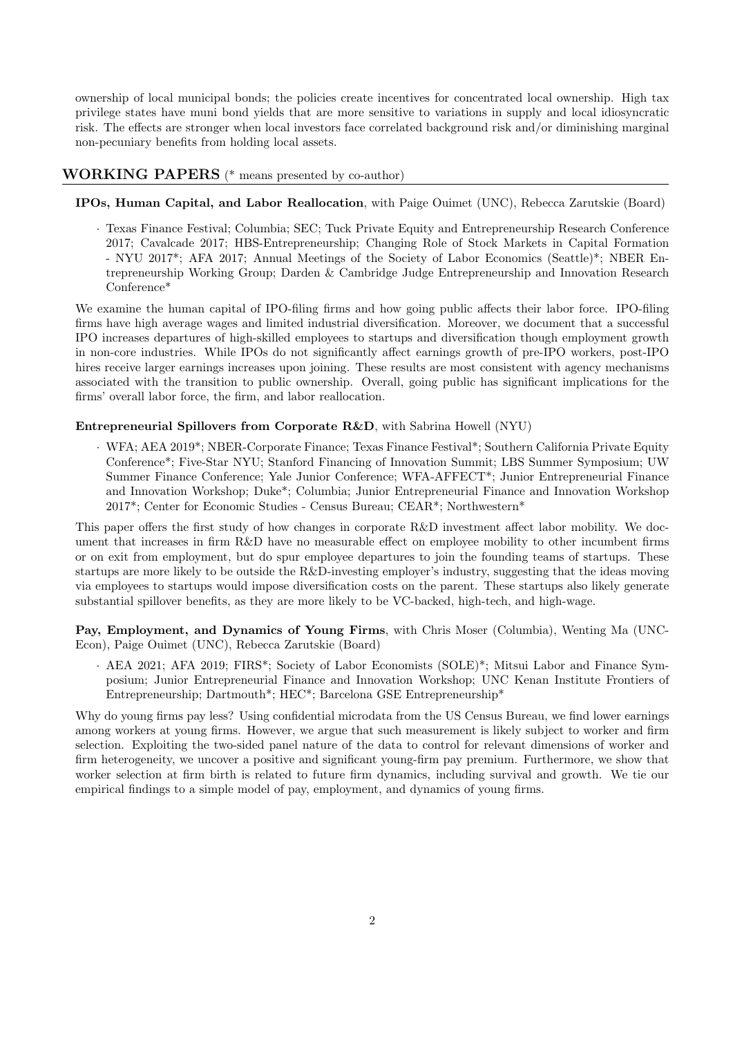ownership of local municipal bonds; the policies create incentives for concentrated local ownership. High tax privilege states have muni bond yields that are more sensitive to variations in supply and local idiosyncratic risk. The effects are stronger when local investors face correlated background risk and/or diminishing marginal non-pecuniary benefits from holding local assets.

## WORKING PAPERS (* means presented by co-author)

**IPOs, Human Capital, and Labor Reallocation**, with Paige Ouimet (UNC), Rebecca Zarutskie (Board)

- Texas Finance Festival; Columbia; SEC; Tuck Private Equity and Entrepreneurship Research Conference 2017; Cavalcade 2017; HBS-Entrepreneurship; Changing Role of Stock Markets in Capital Formation - NYU 2017*; AFA 2017; Annual Meetings of the Society of Labor Economics (Seattle)*; NBER Entrepreneurship Working Group; Darden & Cambridge Judge Entrepreneurship and Innovation Research Conference*

We examine the human capital of IPO-filing firms and how going public affects their labor force. IPO-filing firms have high average wages and limited industrial diversification. Moreover, we document that a successful IPO increases departures of high-skilled employees to startups and diversification though employment growth in non-core industries. While IPOs do not significantly affect earnings growth of pre-IPO workers, post-IPO hires receive larger earnings increases upon joining. These results are most consistent with agency mechanisms associated with the transition to public ownership. Overall, going public has significant implications for the firms' overall labor force, the firm, and labor reallocation.

**Entrepreneurial Spillovers from Corporate R&D**, with Sabrina Howell (NYU)

- WFA; AEA 2019*; NBER-Corporate Finance; Texas Finance Festival*; Southern California Private Equity Conference*; Five-Star NYU; Stanford Financing of Innovation Summit; LBS Summer Symposium; UW Summer Finance Conference; Yale Junior Conference; WFA-AFFECT*; Junior Entrepreneurial Finance and Innovation Workshop; Duke*; Columbia; Junior Entrepreneurial Finance and Innovation Workshop 2017*; Center for Economic Studies - Census Bureau; CEAR*; Northwestern*

This paper offers the first study of how changes in corporate R&D investment affect labor mobility. We document that increases in firm R&D have no measurable effect on employee mobility to other incumbent firms or on exit from employment, but do spur employee departures to join the founding teams of startups. These startups are more likely to be outside the R&D-investing employer's industry, suggesting that the ideas moving via employees to startups would impose diversification costs on the parent. These startups also likely generate substantial spillover benefits, as they are more likely to be VC-backed, high-tech, and high-wage.

**Pay, Employment, and Dynamics of Young Firms**, with Chris Moser (Columbia), Wenting Ma (UNC-Econ), Paige Ouimet (UNC), Rebecca Zarutskie (Board)

- AEA 2021; AFA 2019; FIRS*; Society of Labor Economists (SOLE)*; Mitsui Labor and Finance Symposium; Junior Entrepreneurial Finance and Innovation Workshop; UNC Kenan Institute Frontiers of Entrepreneurship; Dartmouth*; HEC*; Barcelona GSE Entrepreneurship*

Why do young firms pay less? Using confidential microdata from the US Census Bureau, we find lower earnings among workers at young firms. However, we argue that such measurement is likely subject to worker and firm selection. Exploiting the two-sided panel nature of the data to control for relevant dimensions of worker and firm heterogeneity, we uncover a positive and significant young-firm pay premium. Furthermore, we show that worker selection at firm birth is related to future firm dynamics, including survival and growth. We tie our empirical findings to a simple model of pay, employment, and dynamics of young firms.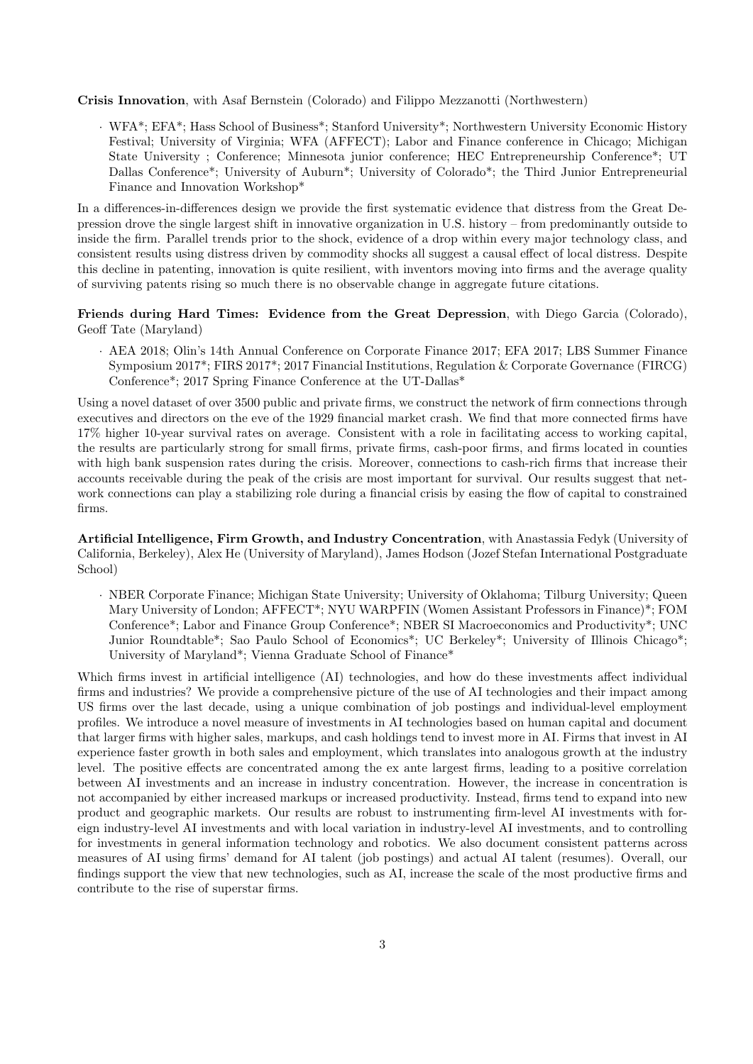**Crisis Innovation**, with Asaf Bernstein (Colorado) and Filippo Mezzanotti (Northwestern)

- WFA*; EFA*; Hass School of Business*; Stanford University*; Northwestern University Economic History Festival; University of Virginia; WFA (AFFECT); Labor and Finance conference in Chicago; Michigan State University ; Conference; Minnesota junior conference; HEC Entrepreneurship Conference*; UT Dallas Conference*; University of Auburn*; University of Colorado*; the Third Junior Entrepreneurial Finance and Innovation Workshop*

In a differences-in-differences design we provide the first systematic evidence that distress from the Great Depression drove the single largest shift in innovative organization in U.S. history – from predominantly outside to inside the firm. Parallel trends prior to the shock, evidence of a drop within every major technology class, and consistent results using distress driven by commodity shocks all suggest a causal effect of local distress. Despite this decline in patenting, innovation is quite resilient, with inventors moving into firms and the average quality of surviving patents rising so much there is no observable change in aggregate future citations.

**Friends during Hard Times: Evidence from the Great Depression**, with Diego Garcia (Colorado), Geoff Tate (Maryland)

- AEA 2018; Olin's 14th Annual Conference on Corporate Finance 2017; EFA 2017; LBS Summer Finance Symposium 2017*; FIRS 2017*; 2017 Financial Institutions, Regulation & Corporate Governance (FIRCG) Conference*; 2017 Spring Finance Conference at the UT-Dallas*

Using a novel dataset of over 3500 public and private firms, we construct the network of firm connections through executives and directors on the eve of the 1929 financial market crash. We find that more connected firms have 17% higher 10-year survival rates on average. Consistent with a role in facilitating access to working capital, the results are particularly strong for small firms, private firms, cash-poor firms, and firms located in counties with high bank suspension rates during the crisis. Moreover, connections to cash-rich firms that increase their accounts receivable during the peak of the crisis are most important for survival. Our results suggest that network connections can play a stabilizing role during a financial crisis by easing the flow of capital to constrained firms.

**Artificial Intelligence, Firm Growth, and Industry Concentration**, with Anastassia Fedyk (University of California, Berkeley), Alex He (University of Maryland), James Hodson (Jozef Stefan International Postgraduate School)

- NBER Corporate Finance; Michigan State University; University of Oklahoma; Tilburg University; Queen Mary University of London; AFFECT*; NYU WARPFIN (Women Assistant Professors in Finance)*; FOM Conference*; Labor and Finance Group Conference*; NBER SI Macroeconomics and Productivity*; UNC Junior Roundtable*; Sao Paulo School of Economics*; UC Berkeley*; University of Illinois Chicago*; University of Maryland*; Vienna Graduate School of Finance*

Which firms invest in artificial intelligence (AI) technologies, and how do these investments affect individual firms and industries? We provide a comprehensive picture of the use of AI technologies and their impact among US firms over the last decade, using a unique combination of job postings and individual-level employment profiles. We introduce a novel measure of investments in AI technologies based on human capital and document that larger firms with higher sales, markups, and cash holdings tend to invest more in AI. Firms that invest in AI experience faster growth in both sales and employment, which translates into analogous growth at the industry level. The positive effects are concentrated among the ex ante largest firms, leading to a positive correlation between AI investments and an increase in industry concentration. However, the increase in concentration is not accompanied by either increased markups or increased productivity. Instead, firms tend to expand into new product and geographic markets. Our results are robust to instrumenting firm-level AI investments with foreign industry-level AI investments and with local variation in industry-level AI investments, and to controlling for investments in general information technology and robotics. We also document consistent patterns across measures of AI using firms' demand for AI talent (job postings) and actual AI talent (resumes). Overall, our findings support the view that new technologies, such as AI, increase the scale of the most productive firms and contribute to the rise of superstar firms.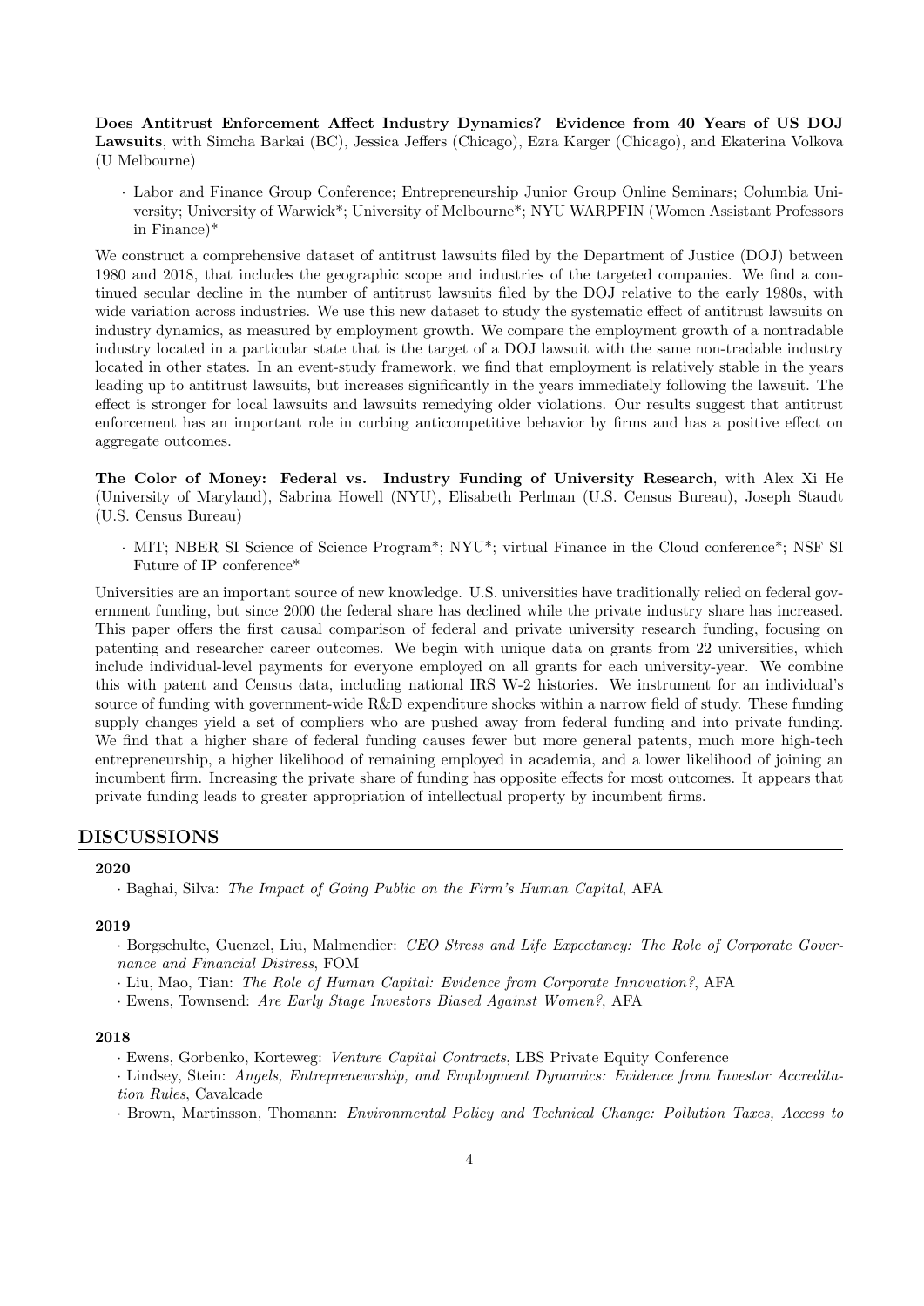**Does Antitrust Enforcement Affect Industry Dynamics? Evidence from 40 Years of US DOJ Lawsuits**, with Simcha Barkai (BC), Jessica Jeffers (Chicago), Ezra Karger (Chicago), and Ekaterina Volkova (U Melbourne)

- Labor and Finance Group Conference; Entrepreneurship Junior Group Online Seminars; Columbia University; University of Warwick*; University of Melbourne*; NYU WARPFIN (Women Assistant Professors in Finance)*

We construct a comprehensive dataset of antitrust lawsuits filed by the Department of Justice (DOJ) between 1980 and 2018, that includes the geographic scope and industries of the targeted companies. We find a continued secular decline in the number of antitrust lawsuits filed by the DOJ relative to the early 1980s, with wide variation across industries. We use this new dataset to study the systematic effect of antitrust lawsuits on industry dynamics, as measured by employment growth. We compare the employment growth of a nontradable industry located in a particular state that is the target of a DOJ lawsuit with the same non-tradable industry located in other states. In an event-study framework, we find that employment is relatively stable in the years leading up to antitrust lawsuits, but increases significantly in the years immediately following the lawsuit. The effect is stronger for local lawsuits and lawsuits remedying older violations. Our results suggest that antitrust enforcement has an important role in curbing anticompetitive behavior by firms and has a positive effect on aggregate outcomes.

**The Color of Money: Federal vs. Industry Funding of University Research**, with Alex Xi He (University of Maryland), Sabrina Howell (NYU), Elisabeth Perlman (U.S. Census Bureau), Joseph Staudt (U.S. Census Bureau)

- MIT; NBER SI Science of Science Program*; NYU*; virtual Finance in the Cloud conference*; NSF SI Future of IP conference*

Universities are an important source of new knowledge. U.S. universities have traditionally relied on federal government funding, but since 2000 the federal share has declined while the private industry share has increased. This paper offers the first causal comparison of federal and private university research funding, focusing on patenting and researcher career outcomes. We begin with unique data on grants from 22 universities, which include individual-level payments for everyone employed on all grants for each university-year. We combine this with patent and Census data, including national IRS W-2 histories. We instrument for an individual's source of funding with government-wide R&D expenditure shocks within a narrow field of study. These funding supply changes yield a set of compliers who are pushed away from federal funding and into private funding. We find that a higher share of federal funding causes fewer but more general patents, much more high-tech entrepreneurship, a higher likelihood of remaining employed in academia, and a lower likelihood of joining an incumbent firm. Increasing the private share of funding has opposite effects for most outcomes. It appears that private funding leads to greater appropriation of intellectual property by incumbent firms.

## DISCUSSIONS

**2020**

- Baghai, Silva: *The Impact of Going Public on the Firm's Human Capital*, AFA

**2019**

- Borgschulte, Guenzel, Liu, Malmendier: *CEO Stress and Life Expectancy: The Role of Corporate Governance and Financial Distress*, FOM
- Liu, Mao, Tian: *The Role of Human Capital: Evidence from Corporate Innovation?*, AFA
- Ewens, Townsend: *Are Early Stage Investors Biased Against Women?*, AFA

**2018**

- Ewens, Gorbenko, Korteweg: *Venture Capital Contracts*, LBS Private Equity Conference
- Lindsey, Stein: *Angels, Entrepreneurship, and Employment Dynamics: Evidence from Investor Accreditation Rules*, Cavalcade
- Brown, Martinsson, Thomann: *Environmental Policy and Technical Change: Pollution Taxes, Access to*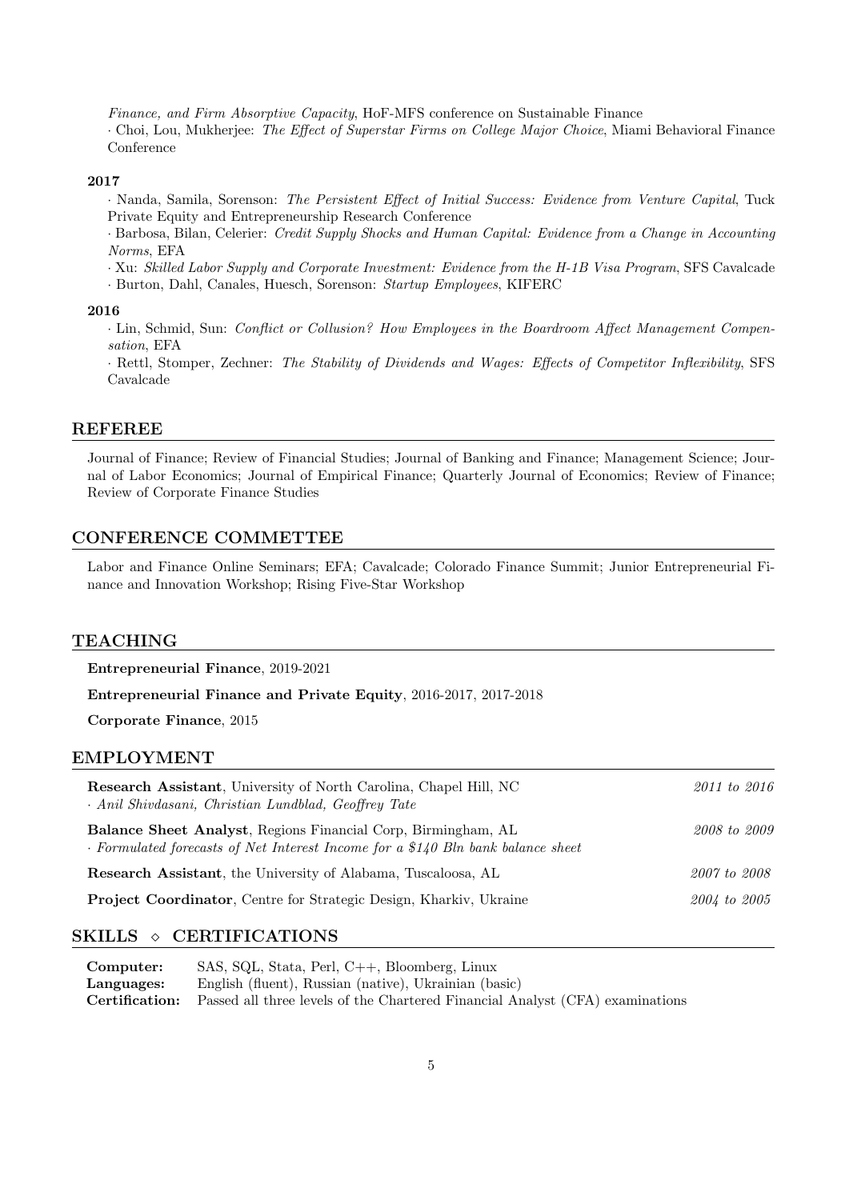*Finance, and Firm Absorptive Capacity*, HoF-MFS conference on Sustainable Finance

· Choi, Lou, Mukherjee: *The Effect of Superstar Firms on College Major Choice*, Miami Behavioral Finance Conference

**2017**

· Nanda, Samila, Sorenson: *The Persistent Effect of Initial Success: Evidence from Venture Capital*, Tuck Private Equity and Entrepreneurship Research Conference

· Barbosa, Bilan, Celerier: *Credit Supply Shocks and Human Capital: Evidence from a Change in Accounting Norms*, EFA

· Xu: *Skilled Labor Supply and Corporate Investment: Evidence from the H-1B Visa Program*, SFS Cavalcade

· Burton, Dahl, Canales, Huesch, Sorenson: *Startup Employees*, KIFERC

**2016**

· Lin, Schmid, Sun: *Conflict or Collusion? How Employees in the Boardroom Affect Management Compensation*, EFA

· Rettl, Stomper, Zechner: *The Stability of Dividends and Wages: Effects of Competitor Inflexibility*, SFS Cavalcade

## REFEREE

Journal of Finance; Review of Financial Studies; Journal of Banking and Finance; Management Science; Journal of Labor Economics; Journal of Empirical Finance; Quarterly Journal of Economics; Review of Finance; Review of Corporate Finance Studies

## CONFERENCE COMMETTEE

Labor and Finance Online Seminars; EFA; Cavalcade; Colorado Finance Summit; Junior Entrepreneurial Finance and Innovation Workshop; Rising Five-Star Workshop

## TEACHING

**Entrepreneurial Finance**, 2019-2021

**Entrepreneurial Finance and Private Equity**, 2016-2017, 2017-2018

**Corporate Finance**, 2015

## EMPLOYMENT

**Research Assistant**, University of North Carolina, Chapel Hill, NC — *2011 to 2016*
· *Anil Shivdasani, Christian Lundblad, Geoffrey Tate*

**Balance Sheet Analyst**, Regions Financial Corp, Birmingham, AL — *2008 to 2009*
· *Formulated forecasts of Net Interest Income for a $140 Bln bank balance sheet*

**Research Assistant**, the University of Alabama, Tuscaloosa, AL — *2007 to 2008*

**Project Coordinator**, Centre for Strategic Design, Kharkiv, Ukraine — *2004 to 2005*

## SKILLS ⋄ CERTIFICATIONS

**Computer:** SAS, SQL, Stata, Perl, C++, Bloomberg, Linux
**Languages:** English (fluent), Russian (native), Ukrainian (basic)
**Certification:** Passed all three levels of the Chartered Financial Analyst (CFA) examinations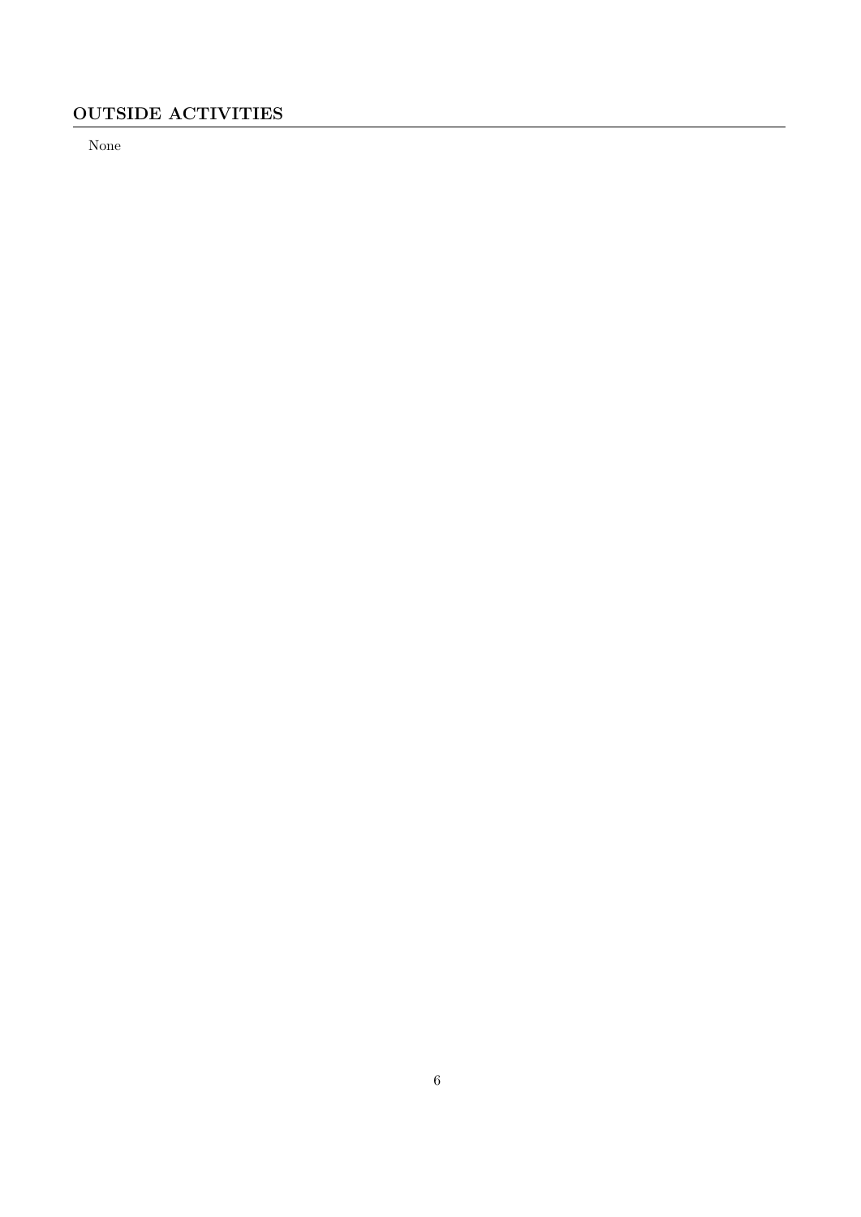## OUTSIDE ACTIVITIES

None